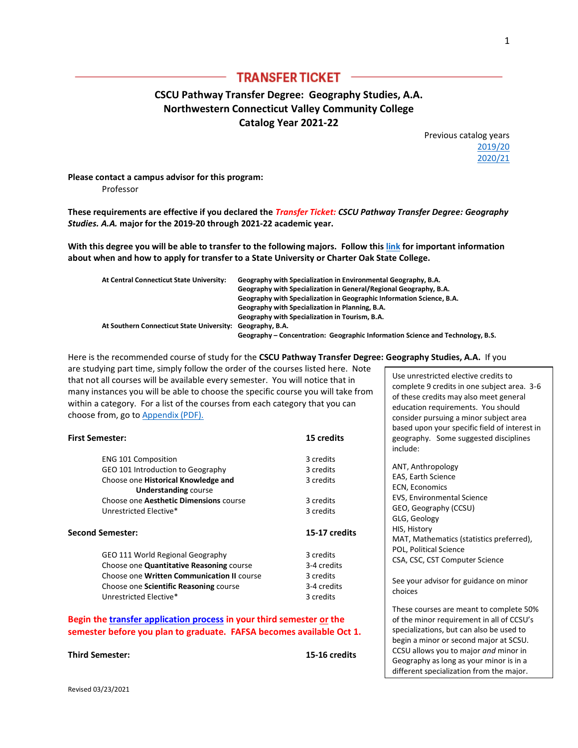## TRANSFER TICKET

### CSCU Pathway Transfer Degree: Geography Studies, A.A.
### Northwestern Connecticut Valley Community College
### Catalog Year 2021-22

Previous catalog years
[2019/20](#)
[2020/21](#)

**Please contact a campus advisor for this program:**
Professor

**These requirements are effective if you declared the *Transfer Ticket: CSCU Pathway Transfer Degree: Geography Studies. A.A.* major for the 2019-20 through 2021-22 academic year.**

**With this degree you will be able to transfer to the following majors. Follow this [link](#) for important information about when and how to apply for transfer to a State University or Charter Oak State College.**

| | |
|---|---|
| **At Central Connecticut State University:** | **Geography with Specialization in Environmental Geography, B.A.** |
| | **Geography with Specialization in General/Regional Geography, B.A.** |
| | **Geography with Specialization in Geographic Information Science, B.A.** |
| | **Geography with Specialization in Planning, B.A.** |
| | **Geography with Specialization in Tourism, B.A.** |
| **At Southern Connecticut State University:** | **Geography, B.A.** |
| | **Geography – Concentration: Geographic Information Science and Technology, B.S.** |

Here is the recommended course of study for the **CSCU Pathway Transfer Degree: Geography Studies, A.A.** If you are studying part time, simply follow the order of the courses listed here. Note that not all courses will be available every semester. You will notice that in many instances you will be able to choose the specific course you will take from within a category. For a list of the courses from each category that you can choose from, go to [Appendix (PDF).](#)

**First Semester:** **15 credits**

| Course | Credits |
|---|---|
| ENG 101 Composition | 3 credits |
| GEO 101 Introduction to Geography | 3 credits |
| Choose one **Historical Knowledge and Understanding** course | 3 credits |
| Choose one **Aesthetic Dimensions** course | 3 credits |
| Unrestricted Elective* | 3 credits |

**Second Semester:** **15-17 credits**

| Course | Credits |
|---|---|
| GEO 111 World Regional Geography | 3 credits |
| Choose one **Quantitative Reasoning** course | 3-4 credits |
| Choose one **Written Communication II** course | 3 credits |
| Choose one **Scientific Reasoning** course | 3-4 credits |
| Unrestricted Elective* | 3 credits |

**Begin the [transfer application process](#) in your third semester <u>or</u> the semester before you plan to graduate. FAFSA becomes available Oct 1.**

**Third Semester:** **15-16 credits**

> Use unrestricted elective credits to complete 9 credits in one subject area. 3-6 of these credits may also meet general education requirements. You should consider pursuing a minor subject area based upon your specific field of interest in geography. Some suggested disciplines include:
>
> ANT, Anthropology
> EAS, Earth Science
> ECN, Economics
> EVS, Environmental Science
> GEO, Geography (CCSU)
> GLG, Geology
> HIS, History
> MAT, Mathematics (statistics preferred),
> POL, Political Science
> CSA, CSC, CST Computer Science
>
> See your advisor for guidance on minor choices
>
> These courses are meant to complete 50% of the minor requirement in all of CCSU's specializations, but can also be used to begin a minor or second major at SCSU. CCSU allows you to major *and* minor in Geography as long as your minor is in a different specialization from the major.

Revised 03/23/2021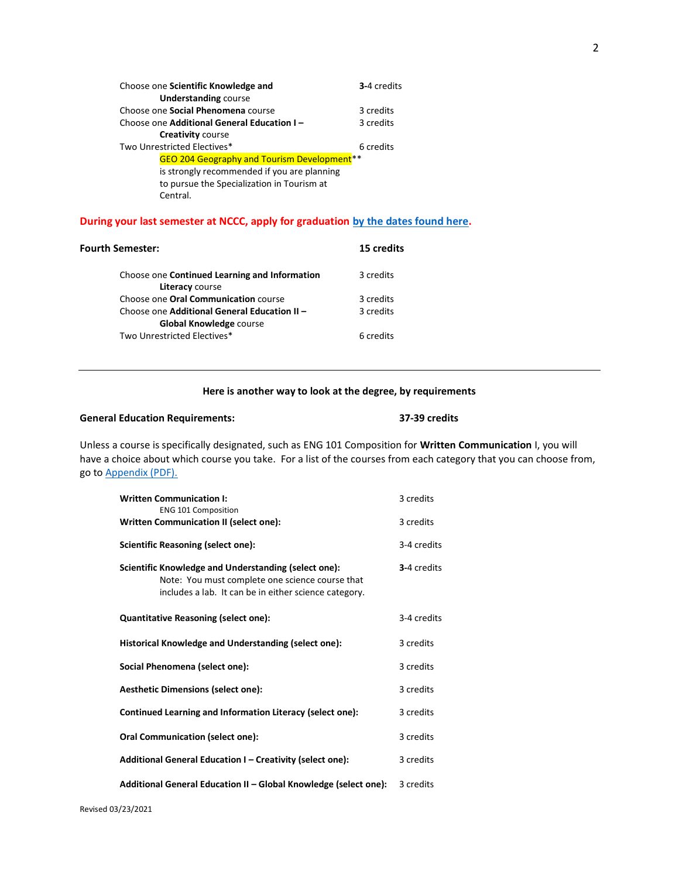| | |
|---|---|
| Choose one **Scientific Knowledge and Understanding** course | **3**-4 credits |
| Choose one **Social Phenomena** course | 3 credits |
| Choose one **Additional General Education I – Creativity** course | 3 credits |
| Two Unrestricted Electives* | 6 credits |
| GEO 204 Geography and Tourism Development** is strongly recommended if you are planning to pursue the Specialization in Tourism at Central. | |

**During your last semester at NCCC, apply for graduation [by the dates found here](#).**

**Fourth Semester:** **15 credits**

| | |
|---|---|
| Choose one **Continued Learning and Information Literacy** course | 3 credits |
| Choose one **Oral Communication** course | 3 credits |
| Choose one **Additional General Education II – Global Knowledge** course | 3 credits |
| Two Unrestricted Electives* | 6 credits |

---

**Here is another way to look at the degree, by requirements**

**General Education Requirements:** **37-39 credits**

Unless a course is specifically designated, such as ENG 101 Composition for **Written Communication** I, you will have a choice about which course you take. For a list of the courses from each category that you can choose from, go to [Appendix (PDF).](#)

| | |
|---|---|
| **Written Communication I:** ENG 101 Composition | 3 credits |
| **Written Communication II (select one):** | 3 credits |
| **Scientific Reasoning (select one):** | 3-4 credits |
| **Scientific Knowledge and Understanding (select one):** Note: You must complete one science course that includes a lab. It can be in either science category. | **3**-4 credits |
| **Quantitative Reasoning (select one):** | 3-4 credits |
| **Historical Knowledge and Understanding (select one):** | 3 credits |
| **Social Phenomena (select one):** | 3 credits |
| **Aesthetic Dimensions (select one):** | 3 credits |
| **Continued Learning and Information Literacy (select one):** | 3 credits |
| **Oral Communication (select one):** | 3 credits |
| **Additional General Education I – Creativity (select one):** | 3 credits |
| **Additional General Education II – Global Knowledge (select one):** | 3 credits |

Revised 03/23/2021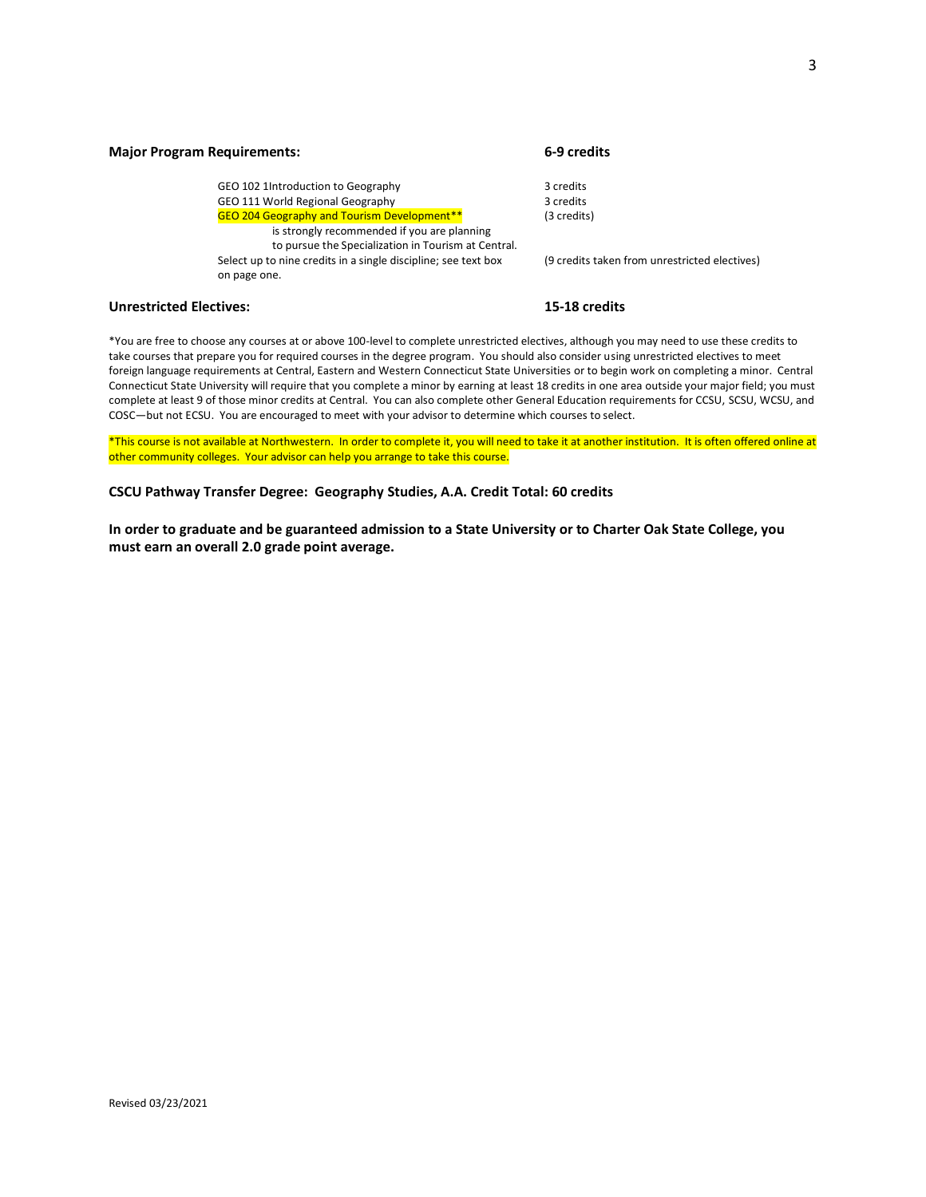**Major Program Requirements:** **6-9 credits**

| | |
|---|---|
| GEO 102 1Introduction to Geography | 3 credits |
| GEO 111 World Regional Geography | 3 credits |
| GEO 204 Geography and Tourism Development** is strongly recommended if you are planning to pursue the Specialization in Tourism at Central. | (3 credits) |
| Select up to nine credits in a single discipline; see text box on page one. | (9 credits taken from unrestricted electives) |

**Unrestricted Electives:** **15-18 credits**

*You are free to choose any courses at or above 100-level to complete unrestricted electives, although you may need to use these credits to take courses that prepare you for required courses in the degree program. You should also consider using unrestricted electives to meet foreign language requirements at Central, Eastern and Western Connecticut State Universities or to begin work on completing a minor. Central Connecticut State University will require that you complete a minor by earning at least 18 credits in one area outside your major field; you must complete at least 9 of those minor credits at Central. You can also complete other General Education requirements for CCSU, SCSU, WCSU, and COSC—but not ECSU. You are encouraged to meet with your advisor to determine which courses to select.

*This course is not available at Northwestern. In order to complete it, you will need to take it at another institution. It is often offered online at other community colleges. Your advisor can help you arrange to take this course.

**CSCU Pathway Transfer Degree: Geography Studies, A.A. Credit Total: 60 credits**

**In order to graduate and be guaranteed admission to a State University or to Charter Oak State College, you must earn an overall 2.0 grade point average.**

Revised 03/23/2021